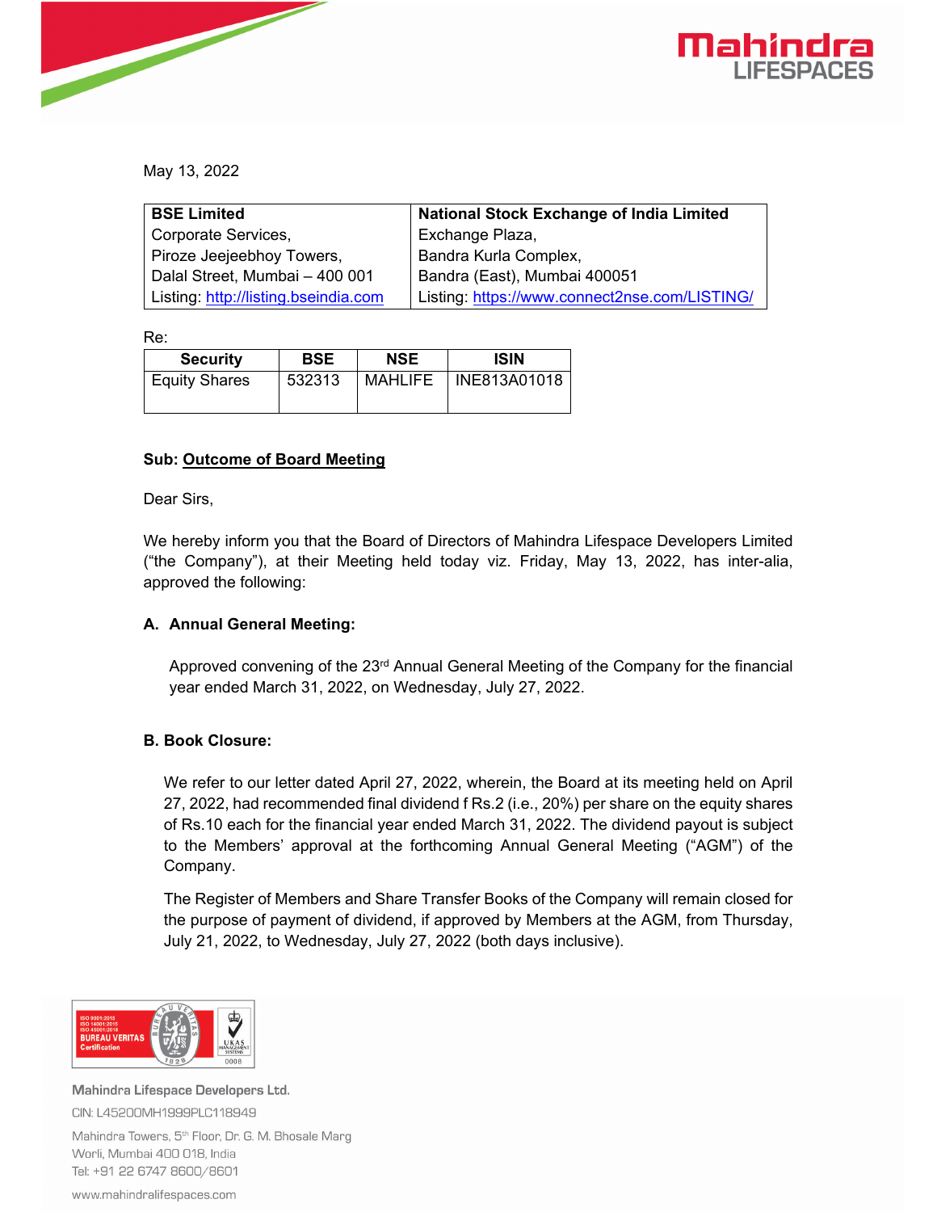May 13, 2022

| BSE Limited | National Stock Exchange of India Limited |
| --- | --- |
| Corporate Services, | Exchange Plaza, |
| Piroze Jeejeebhoy Towers, | Bandra Kurla Complex, |
| Dalal Street, Mumbai – 400 001 | Bandra (East), Mumbai 400051 |
| Listing: http://listing.bseindia.com | Listing: https://www.connect2nse.com/LISTING/ |

Re:

| Security | BSE | NSE | ISIN |
| --- | --- | --- | --- |
| Equity Shares | 532313 | MAHLIFE | INE813A01018 |

**Sub: Outcome of Board Meeting**

Dear Sirs,

We hereby inform you that the Board of Directors of Mahindra Lifespace Developers Limited ("the Company"), at their Meeting held today viz. Friday, May 13, 2022, has inter-alia, approved the following:

**A. Annual General Meeting:**

Approved convening of the 23rd Annual General Meeting of the Company for the financial year ended March 31, 2022, on Wednesday, July 27, 2022.

**B. Book Closure:**

We refer to our letter dated April 27, 2022, wherein, the Board at its meeting held on April 27, 2022, had recommended final dividend f Rs.2 (i.e., 20%) per share on the equity shares of Rs.10 each for the financial year ended March 31, 2022. The dividend payout is subject to the Members' approval at the forthcoming Annual General Meeting ("AGM") of the Company.

The Register of Members and Share Transfer Books of the Company will remain closed for the purpose of payment of dividend, if approved by Members at the AGM, from Thursday, July 21, 2022, to Wednesday, July 27, 2022 (both days inclusive).

Mahindra Lifespace Developers Ltd.
CIN: L45200MH1999PLC118949
Mahindra Towers, 5th Floor, Dr. G. M. Bhosale Marg
Worli, Mumbai 400 018, India
Tel: +91 22 6747 8600/8601
www.mahindralifespaces.com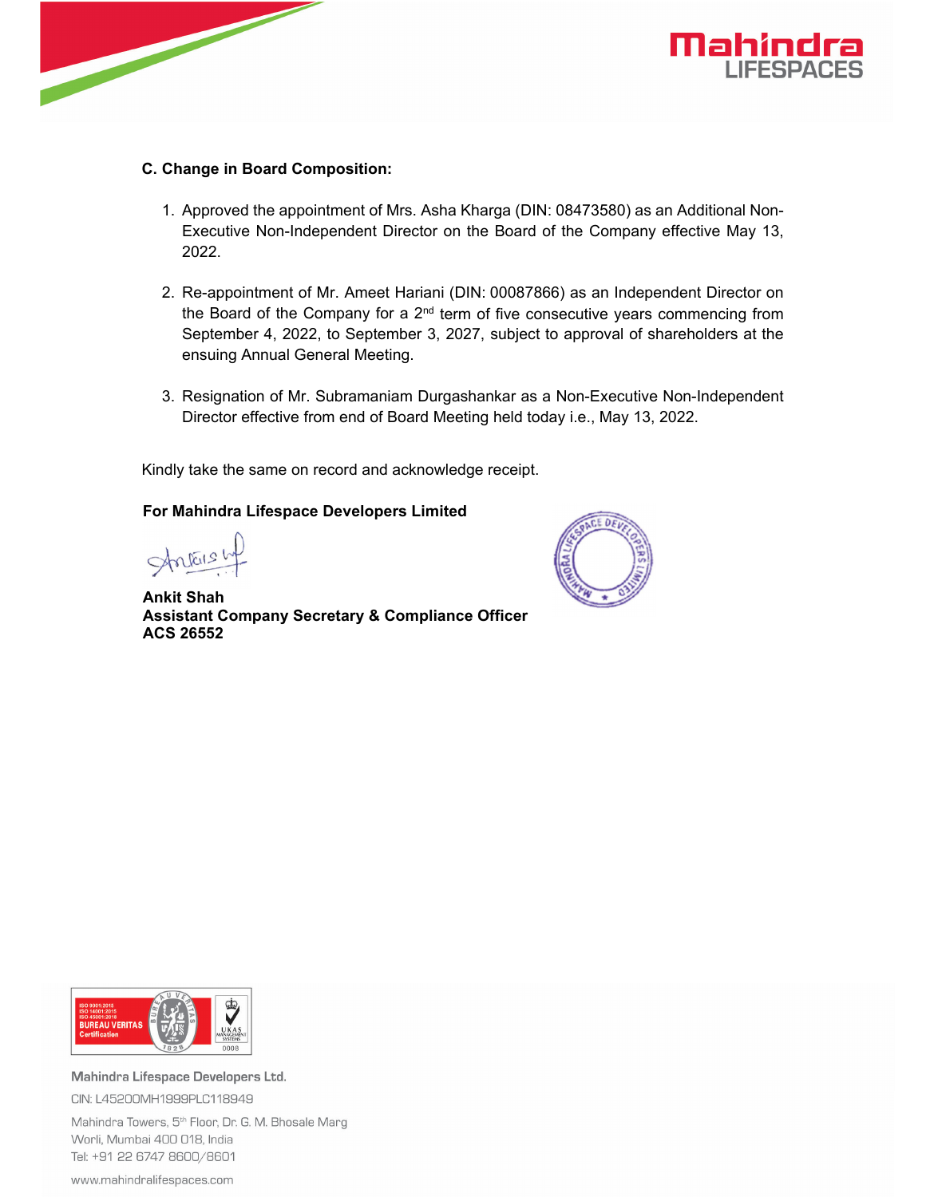### C. Change in Board Composition:

1. Approved the appointment of Mrs. Asha Kharga (DIN: 08473580) as an Additional Non-Executive Non-Independent Director on the Board of the Company effective May 13, 2022.

2. Re-appointment of Mr. Ameet Hariani (DIN: 00087866) as an Independent Director on the Board of the Company for a 2nd term of five consecutive years commencing from September 4, 2022, to September 3, 2027, subject to approval of shareholders at the ensuing Annual General Meeting.

3. Resignation of Mr. Subramaniam Durgashankar as a Non-Executive Non-Independent Director effective from end of Board Meeting held today i.e., May 13, 2022.

Kindly take the same on record and acknowledge receipt.

**For Mahindra Lifespace Developers Limited**

**Ankit Shah**
**Assistant Company Secretary & Compliance Officer**
**ACS 26552**

Mahindra Lifespace Developers Ltd.
CIN: L45200MH1999PLC118949
Mahindra Towers, 5th Floor, Dr. G. M. Bhosale Marg
Worli, Mumbai 400 018, India
Tel: +91 22 6747 8600/8601
www.mahindralifespaces.com